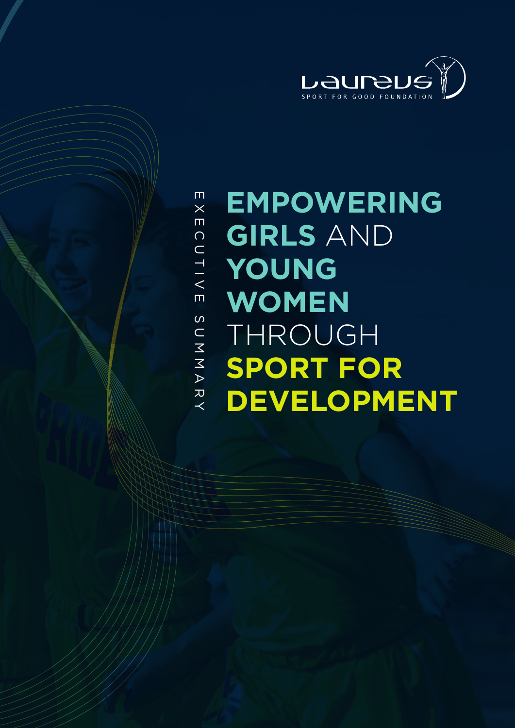Laureus SPORT FOR GOOD FOUNDATION

EXECUTIVE SUMMARY

# EMPOWERING GIRLS AND YOUNG WOMEN THROUGH SPORT FOR DEVELOPMENT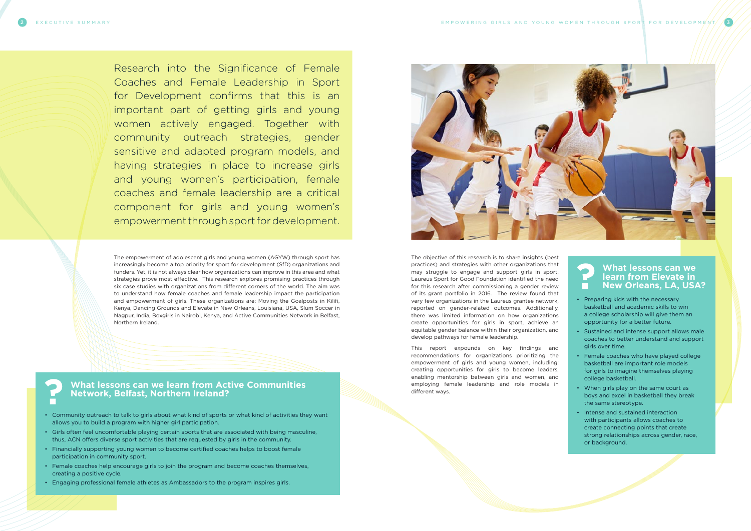Research into the Significance of Female Coaches and Female Leadership in Sport for Development confirms that this is an important part of getting girls and young women actively engaged. Together with community outreach strategies, gender sensitive and adapted program models, and having strategies in place to increase girls and young women's participation, female coaches and female leadership are a critical component for girls and young women's empowerment through sport for development.

The empowerment of adolescent girls and young women (AGYW) through sport has increasingly become a top priority for sport for development (SfD) organizations and funders. Yet, it is not always clear how organizations can improve in this area and what strategies prove most effective. This research explores promising practices through six case studies with organizations from different corners of the world. The aim was to understand how female coaches and female leadership impact the participation and empowerment of girls. These organizations are: Moving the Goalposts in Kilifi, Kenya, Dancing Grounds and Elevate in New Orleans, Louisiana, USA, Slum Soccer in Nagpur, India, Boxgirls in Nairobi, Kenya, and Active Communities Network in Belfast, Northern Ireland.

## What lessons can we learn from Active Communities Network, Belfast, Northern Ireland?

- Community outreach to talk to girls about what kind of sports or what kind of activities they want allows you to build a program with higher girl participation.
- Girls often feel uncomfortable playing certain sports that are associated with being masculine, thus, ACN offers diverse sport activities that are requested by girls in the community.
- Financially supporting young women to become certified coaches helps to boost female participation in community sport.
- Female coaches help encourage girls to join the program and become coaches themselves, creating a positive cycle.
- Engaging professional female athletes as Ambassadors to the program inspires girls.

The objective of this research is to share insights (best practices) and strategies with other organizations that may struggle to engage and support girls in sport. Laureus Sport for Good Foundation identified the need for this research after commissioning a gender review of its grant portfolio in 2016. The review found that very few organizations in the Laureus grantee network, reported on gender-related outcomes. Additionally, there was limited information on how organizations create opportunities for girls in sport, achieve an equitable gender balance within their organization, and develop pathways for female leadership.

This report expounds on key findings and recommendations for organizations prioritizing the empowerment of girls and young women, including: creating opportunities for girls to become leaders, enabling mentorship between girls and women, and employing female leadership and role models in different ways.

## What lessons can we learn from Elevate in New Orleans, LA, USA?

- Preparing kids with the necessary basketball and academic skills to win a college scholarship will give them an opportunity for a better future.
- Sustained and intense support allows male coaches to better understand and support girls over time.
- Female coaches who have played college basketball are important role models for girls to imagine themselves playing college basketball.
- When girls play on the same court as boys and excel in basketball they break the same stereotype.
- Intense and sustained interaction with participants allows coaches to create connecting points that create strong relationships across gender, race, or background.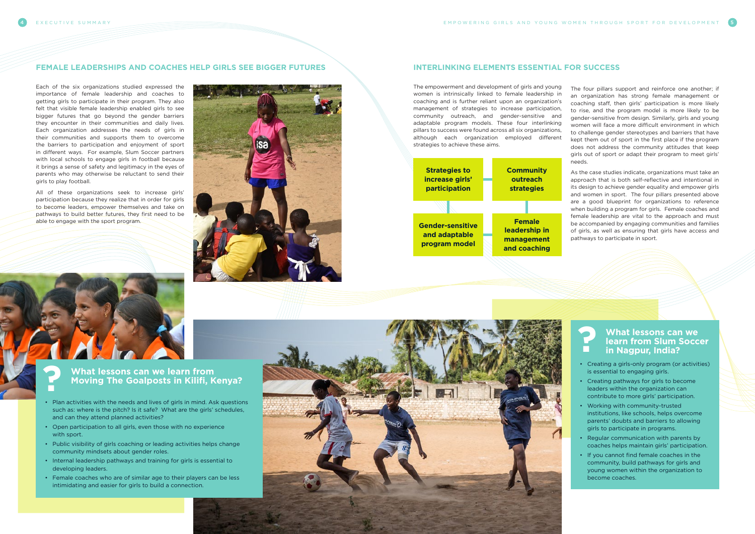## FEMALE LEADERSHIPS AND COACHES HELP GIRLS SEE BIGGER FUTURES

Each of the six organizations studied expressed the importance of female leadership and coaches to getting girls to participate in their program. They also felt that visible female leadership enabled girls to see bigger futures that go beyond the gender barriers they encounter in their communities and daily lives. Each organization addresses the needs of girls in their communities and supports them to overcome the barriers to participation and enjoyment of sport in different ways. For example, Slum Soccer partners with local schools to engage girls in football because it brings a sense of safety and legitimacy in the eyes of parents who may otherwise be reluctant to send their girls to play football.

All of these organizations seek to increase girls' participation because they realize that in order for girls to become leaders, empower themselves and take on pathways to build better futures, they first need to be able to engage with the sport program.

### What lessons can we learn from Moving The Goalposts in Kilifi, Kenya?

- Plan activities with the needs and lives of girls in mind. Ask questions such as: where is the pitch? Is it safe? What are the girls' schedules, and can they attend planned activities?
- Open participation to all girls, even those with no experience with sport.
- Public visibility of girls coaching or leading activities helps change community mindsets about gender roles.
- Internal leadership pathways and training for girls is essential to developing leaders.
- Female coaches who are of similar age to their players can be less intimidating and easier for girls to build a connection.

## INTERLINKING ELEMENTS ESSENTIAL FOR SUCCESS

The empowerment and development of girls and young women is intrinsically linked to female leadership in coaching and is further reliant upon an organization's management of strategies to increase participation, community outreach, and gender-sensitive and adaptable program models. These four interlinking pillars to success were found across all six organizations, although each organization employed different strategies to achieve these aims.

| Strategies to increase girls' participation | Community outreach strategies |
|---|---|
| **Gender-sensitive and adaptable program model** | **Female leadership in management and coaching** |

The four pillars support and reinforce one another; if an organization has strong female management or coaching staff, then girls' participation is more likely to rise, and the program model is more likely to be gender-sensitive from design. Similarly, girls and young women will face a more difficult environment in which to challenge gender stereotypes and barriers that have kept them out of sport in the first place if the program does not address the community attitudes that keep girls out of sport or adapt their program to meet girls' needs.

As the case studies indicate, organizations must take an approach that is both self-reflective and intentional in its design to achieve gender equality and empower girls and women in sport. The four pillars presented above are a good blueprint for organizations to reference when building a program for girls. Female coaches and female leadership are vital to the approach and must be accompanied by engaging communities and families of girls, as well as ensuring that girls have access and pathways to participate in sport.

### What lessons can we learn from Slum Soccer in Nagpur, India?

- Creating a girls-only program (or activities) is essential to engaging girls.
- Creating pathways for girls to become leaders within the organization can contribute to more girls' participation.
- Working with community-trusted institutions, like schools, helps overcome parents' doubts and barriers to allowing girls to participate in programs.
- Regular communication with parents by coaches helps maintain girls' participation.
- If you cannot find female coaches in the community, build pathways for girls and young women within the organization to become coaches.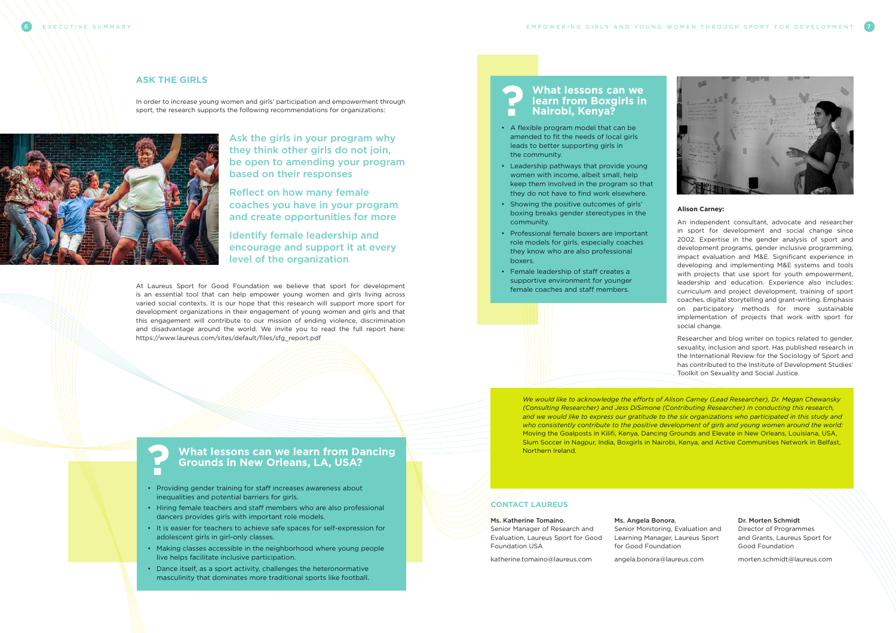## ASK THE GIRLS

In order to increase young women and girls' participation and empowerment through sport, the research supports the following recommendations for organizations:

Ask the girls in your program why they think other girls do not join, be open to amending your program based on their responses

Reflect on how many female coaches you have in your program and create opportunities for more

Identify female leadership and encourage and support it at every level of the organization

At Laureus Sport for Good Foundation we believe that sport for development is an essential tool that can help empower young women and girls living across varied social contexts. It is our hope that this research will support more sport for development organizations in their engagement of young women and girls and that this engagement will contribute to our mission of ending violence, discrimination and disadvantage around the world. We invite you to read the full report here: https://www.laureus.com/sites/default/files/sfg_report.pdf

### What lessons can we learn from Dancing Grounds in New Orleans, LA, USA?

- Providing gender training for staff increases awareness about inequalities and potential barriers for girls.
- Hiring female teachers and staff members who are also professional dancers provides girls with important role models.
- It is easier for teachers to achieve safe spaces for self-expression for adolescent girls in girl-only classes.
- Making classes accessible in the neighborhood where young people live helps facilitate inclusive participation.
- Dance itself, as a sport activity, challenges the heteronormative masculinity that dominates more traditional sports like football.

### What lessons can we learn from Boxgirls in Nairobi, Kenya?

- A flexible program model that can be amended to fit the needs of local girls leads to better supporting girls in the community.
- Leadership pathways that provide young women with income, albeit small, help keep them involved in the program so that they do not have to find work elsewhere.
- Showing the positive outcomes of girls' boxing breaks gender stereotypes in the community.
- Professional female boxers are important role models for girls, especially coaches they know who are also professional boxers.
- Female leadership of staff creates a supportive environment for younger female coaches and staff members.

**Alison Carney:**

An independent consultant, advocate and researcher in sport for development and social change since 2002. Expertise in the gender analysis of sport and development programs, gender inclusive programming, impact evaluation and M&E. Significant experience in developing and implementing M&E systems and tools with projects that use sport for youth empowerment, leadership and education. Experience also includes: curriculum and project development, training of sport coaches, digital storytelling and grant-writing. Emphasis on participatory methods for more sustainable implementation of projects that work with sport for social change.

Researcher and blog writer on topics related to gender, sexuality, inclusion and sport. Has published research in the International Review for the Sociology of Sport and has contributed to the Institute of Development Studies' Toolkit on Sexuality and Social Justice.

*We would like to acknowledge the efforts of Alison Carney (Lead Researcher), Dr. Megan Chewansky (Consulting Researcher) and Jess DiSimone (Contributing Researcher) in conducting this research, and we would like to express our gratitude to the six organizations who participated in this study and who consistently contribute to the positive development of girls and young women around the world:* Moving the Goalposts in Kilifi, Kenya, Dancing Grounds and Elevate in New Orleans, Louisiana, USA, Slum Soccer in Nagpur, India, Boxgirls in Nairobi, Kenya, and Active Communities Network in Belfast, Northern Ireland.

## CONTACT LAUREUS

**Ms. Katherine Tomaino**,
Senior Manager of Research and Evaluation, Laureus Sport for Good Foundation USA

katherine.tomaino@laureus.com

**Ms. Angela Bonora**,
Senior Monitoring, Evaluation and Learning Manager, Laureus Sport for Good Foundation

angela.bonora@laureus.com

**Dr. Morten Schmidt**
Director of Programmes and Grants, Laureus Sport for Good Foundation

morten.schmidt@laureus.com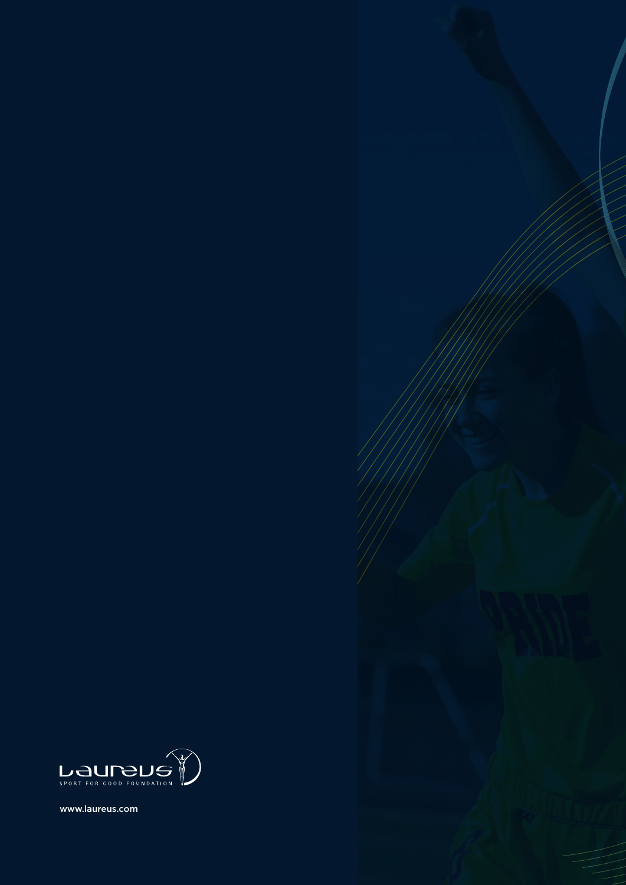LAUREUS
SPORT FOR GOOD FOUNDATION

www.laureus.com